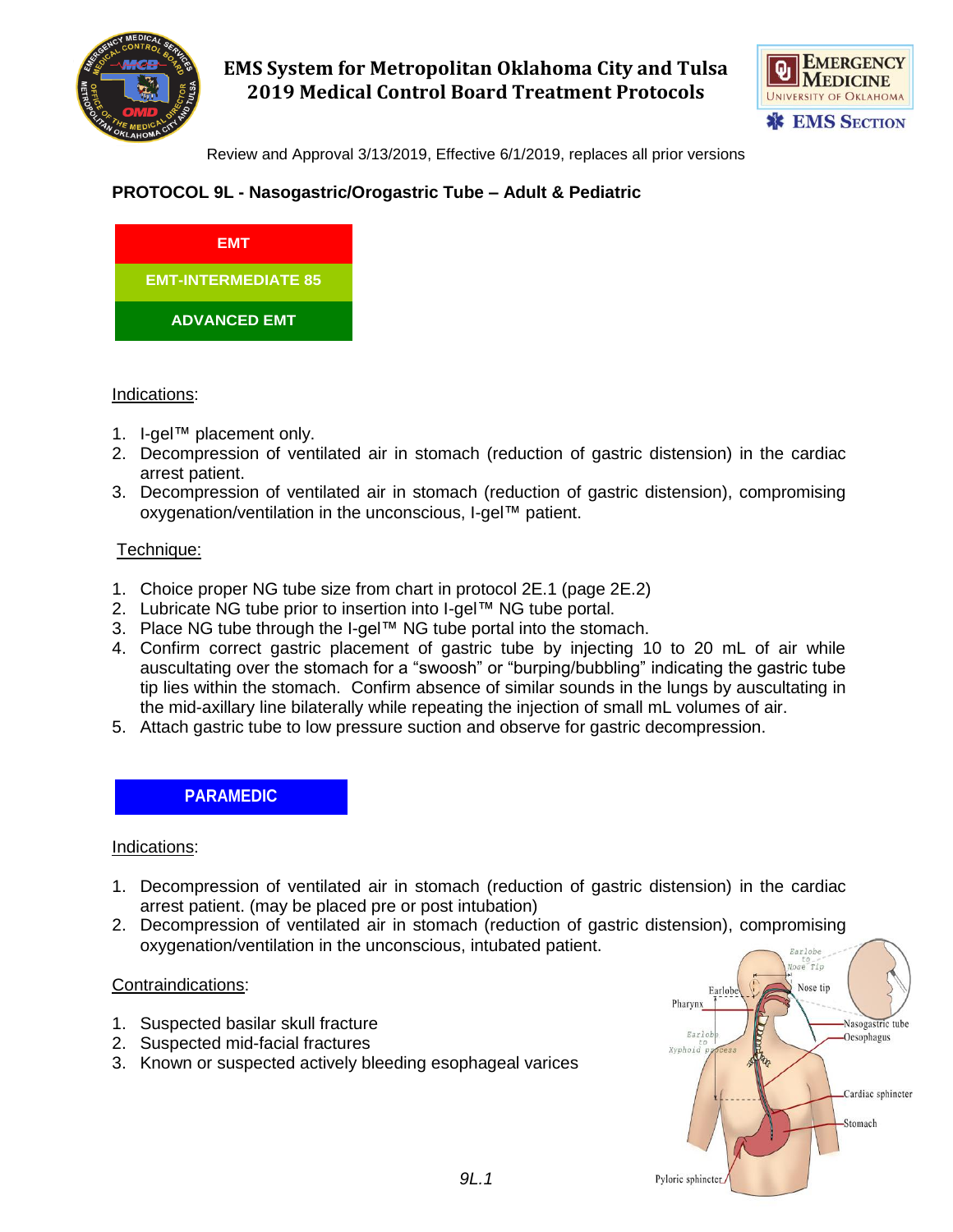# EMS System for Metropolitan Oklahoma City and Tulsa 2019 Medical Control Board Treatment Protocols

Review and Approval 3/13/2019, Effective 6/1/2019, replaces all prior versions

## PROTOCOL 9L - Nasogastric/Orogastric Tube – Adult & Pediatric

**EMT**

**EMT-INTERMEDIATE 85**

**ADVANCED EMT**

Indications:

1. I-gel™ placement only.
2. Decompression of ventilated air in stomach (reduction of gastric distension) in the cardiac arrest patient.
3. Decompression of ventilated air in stomach (reduction of gastric distension), compromising oxygenation/ventilation in the unconscious, I-gel™ patient.

Technique:

1. Choice proper NG tube size from chart in protocol 2E.1 (page 2E.2)
2. Lubricate NG tube prior to insertion into I-gel™ NG tube portal.
3. Place NG tube through the I-gel™ NG tube portal into the stomach.
4. Confirm correct gastric placement of gastric tube by injecting 10 to 20 mL of air while auscultating over the stomach for a "swoosh" or "burping/bubbling" indicating the gastric tube tip lies within the stomach. Confirm absence of similar sounds in the lungs by auscultating in the mid-axillary line bilaterally while repeating the injection of small mL volumes of air.
5. Attach gastric tube to low pressure suction and observe for gastric decompression.

**PARAMEDIC**

Indications:

1. Decompression of ventilated air in stomach (reduction of gastric distension) in the cardiac arrest patient. (may be placed pre or post intubation)
2. Decompression of ventilated air in stomach (reduction of gastric distension), compromising oxygenation/ventilation in the unconscious, intubated patient.

Contraindications:

1. Suspected basilar skull fracture
2. Suspected mid-facial fractures
3. Known or suspected actively bleeding esophageal varices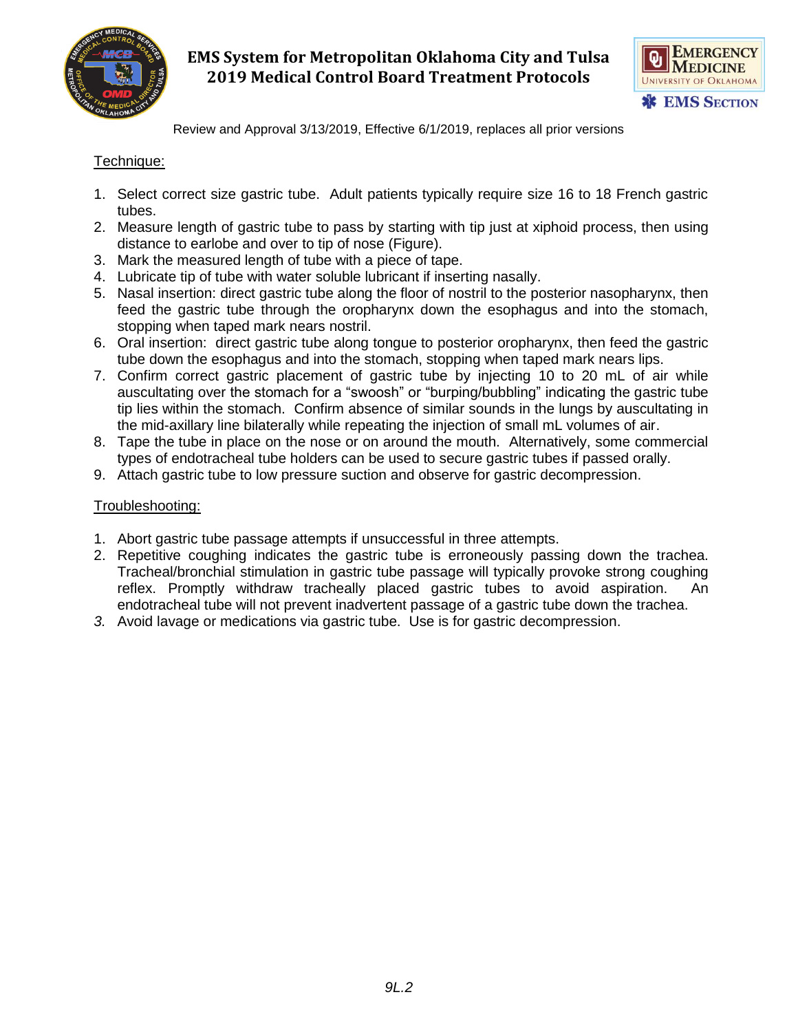Technique:

1. Select correct size gastric tube. Adult patients typically require size 16 to 18 French gastric tubes.
2. Measure length of gastric tube to pass by starting with tip just at xiphoid process, then using distance to earlobe and over to tip of nose (Figure).
3. Mark the measured length of tube with a piece of tape.
4. Lubricate tip of tube with water soluble lubricant if inserting nasally.
5. Nasal insertion: direct gastric tube along the floor of nostril to the posterior nasopharynx, then feed the gastric tube through the oropharynx down the esophagus and into the stomach, stopping when taped mark nears nostril.
6. Oral insertion: direct gastric tube along tongue to posterior oropharynx, then feed the gastric tube down the esophagus and into the stomach, stopping when taped mark nears lips.
7. Confirm correct gastric placement of gastric tube by injecting 10 to 20 mL of air while auscultating over the stomach for a "swoosh" or "burping/bubbling" indicating the gastric tube tip lies within the stomach. Confirm absence of similar sounds in the lungs by auscultating in the mid-axillary line bilaterally while repeating the injection of small mL volumes of air.
8. Tape the tube in place on the nose or on around the mouth. Alternatively, some commercial types of endotracheal tube holders can be used to secure gastric tubes if passed orally.
9. Attach gastric tube to low pressure suction and observe for gastric decompression.

Troubleshooting:

1. Abort gastric tube passage attempts if unsuccessful in three attempts.
2. Repetitive coughing indicates the gastric tube is erroneously passing down the trachea. Tracheal/bronchial stimulation in gastric tube passage will typically provoke strong coughing reflex. Promptly withdraw tracheally placed gastric tubes to avoid aspiration. An endotracheal tube will not prevent inadvertent passage of a gastric tube down the trachea.
3. Avoid lavage or medications via gastric tube. Use is for gastric decompression.